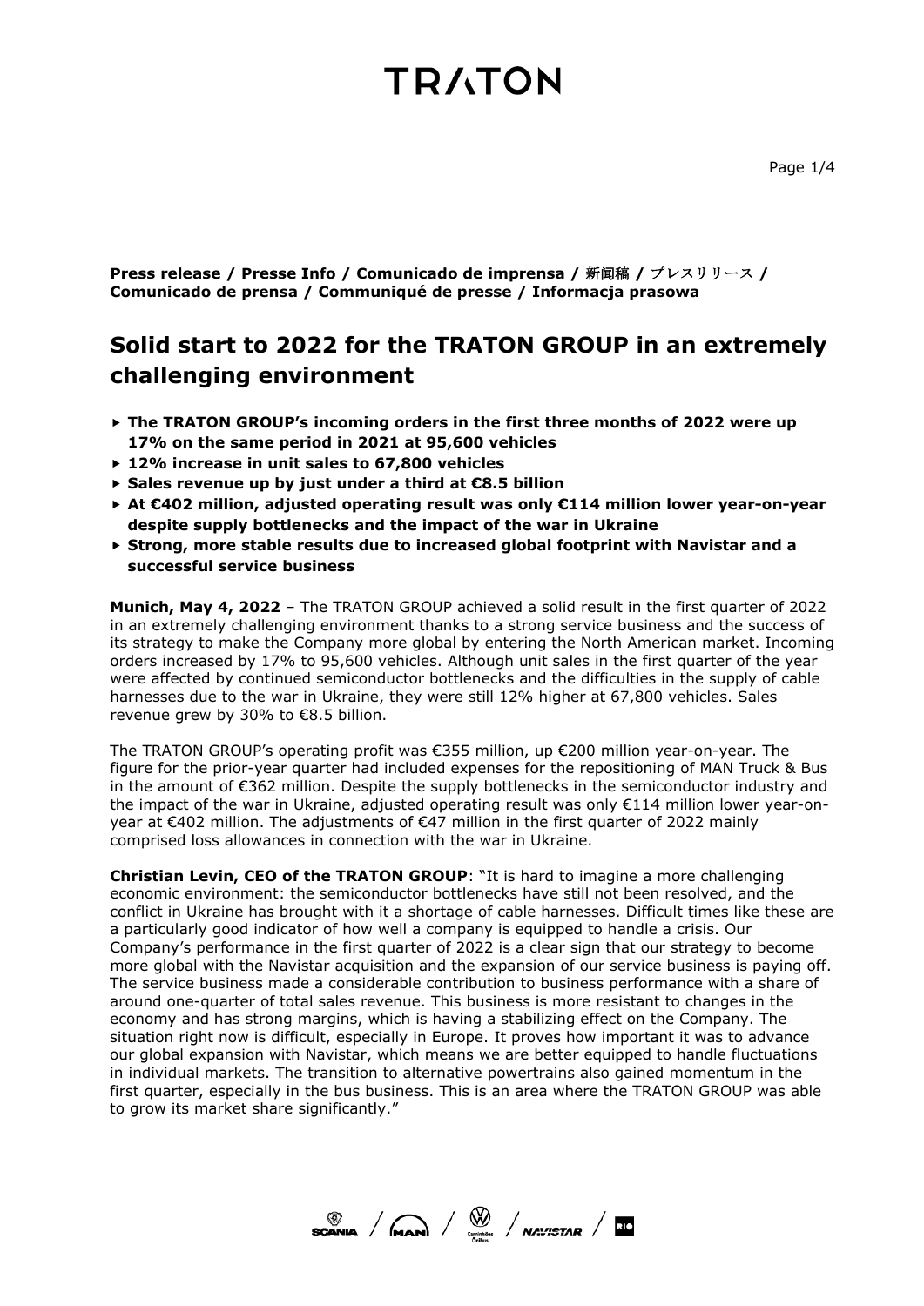**Press release / Presse Info / Comunicado de imprensa / 新闻稿 / プレスリリース / Comunicado de prensa / Communiqué de presse / Informacja prasowa**

# Solid start to 2022 for the TRATON GROUP in an extremely challenging environment

- **The TRATON GROUP's incoming orders in the first three months of 2022 were up 17% on the same period in 2021 at 95,600 vehicles**
- **12% increase in unit sales to 67,800 vehicles**
- **Sales revenue up by just under a third at €8.5 billion**
- **At €402 million, adjusted operating result was only €114 million lower year-on-year despite supply bottlenecks and the impact of the war in Ukraine**
- **Strong, more stable results due to increased global footprint with Navistar and a successful service business**

**Munich, May 4, 2022** – The TRATON GROUP achieved a solid result in the first quarter of 2022 in an extremely challenging environment thanks to a strong service business and the success of its strategy to make the Company more global by entering the North American market. Incoming orders increased by 17% to 95,600 vehicles. Although unit sales in the first quarter of the year were affected by continued semiconductor bottlenecks and the difficulties in the supply of cable harnesses due to the war in Ukraine, they were still 12% higher at 67,800 vehicles. Sales revenue grew by 30% to €8.5 billion.

The TRATON GROUP's operating profit was €355 million, up €200 million year-on-year. The figure for the prior-year quarter had included expenses for the repositioning of MAN Truck & Bus in the amount of €362 million. Despite the supply bottlenecks in the semiconductor industry and the impact of the war in Ukraine, adjusted operating result was only €114 million lower year-on-year at €402 million. The adjustments of €47 million in the first quarter of 2022 mainly comprised loss allowances in connection with the war in Ukraine.

**Christian Levin, CEO of the TRATON GROUP**: "It is hard to imagine a more challenging economic environment: the semiconductor bottlenecks have still not been resolved, and the conflict in Ukraine has brought with it a shortage of cable harnesses. Difficult times like these are a particularly good indicator of how well a company is equipped to handle a crisis. Our Company's performance in the first quarter of 2022 is a clear sign that our strategy to become more global with the Navistar acquisition and the expansion of our service business is paying off. The service business made a considerable contribution to business performance with a share of around one-quarter of total sales revenue. This business is more resistant to changes in the economy and has strong margins, which is having a stabilizing effect on the Company. The situation right now is difficult, especially in Europe. It proves how important it was to advance our global expansion with Navistar, which means we are better equipped to handle fluctuations in individual markets. The transition to alternative powertrains also gained momentum in the first quarter, especially in the bus business. This is an area where the TRATON GROUP was able to grow its market share significantly."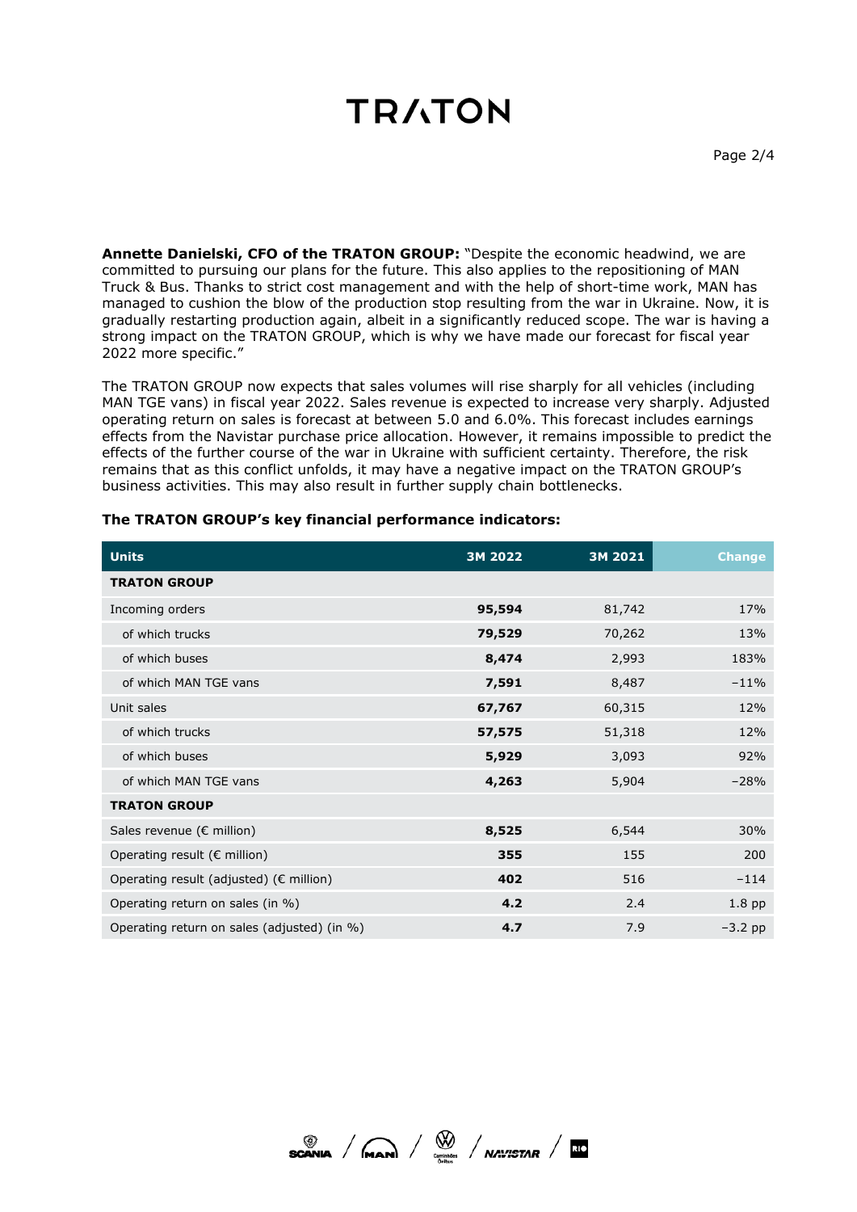**Annette Danielski, CFO of the TRATON GROUP:** "Despite the economic headwind, we are committed to pursuing our plans for the future. This also applies to the repositioning of MAN Truck & Bus. Thanks to strict cost management and with the help of short-time work, MAN has managed to cushion the blow of the production stop resulting from the war in Ukraine. Now, it is gradually restarting production again, albeit in a significantly reduced scope. The war is having a strong impact on the TRATON GROUP, which is why we have made our forecast for fiscal year 2022 more specific."

The TRATON GROUP now expects that sales volumes will rise sharply for all vehicles (including MAN TGE vans) in fiscal year 2022. Sales revenue is expected to increase very sharply. Adjusted operating return on sales is forecast at between 5.0 and 6.0%. This forecast includes earnings effects from the Navistar purchase price allocation. However, it remains impossible to predict the effects of the further course of the war in Ukraine with sufficient certainty. Therefore, the risk remains that as this conflict unfolds, it may have a negative impact on the TRATON GROUP's business activities. This may also result in further supply chain bottlenecks.

**The TRATON GROUP's key financial performance indicators:**

| Units | 3M 2022 | 3M 2021 | Change |
|---|---|---|---|
| **TRATON GROUP** | | | |
| Incoming orders | **95,594** | 81,742 | 17% |
| of which trucks | **79,529** | 70,262 | 13% |
| of which buses | **8,474** | 2,993 | 183% |
| of which MAN TGE vans | **7,591** | 8,487 | –11% |
| Unit sales | **67,767** | 60,315 | 12% |
| of which trucks | **57,575** | 51,318 | 12% |
| of which buses | **5,929** | 3,093 | 92% |
| of which MAN TGE vans | **4,263** | 5,904 | –28% |
| **TRATON GROUP** | | | |
| Sales revenue (€ million) | **8,525** | 6,544 | 30% |
| Operating result (€ million) | **355** | 155 | 200 |
| Operating result (adjusted) (€ million) | **402** | 516 | –114 |
| Operating return on sales (in %) | **4.2** | 2.4 | 1.8 pp |
| Operating return on sales (adjusted) (in %) | **4.7** | 7.9 | –3.2 pp |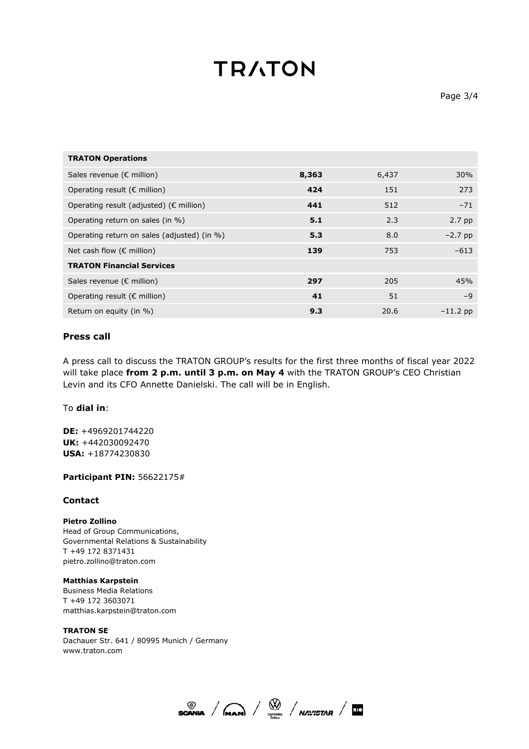| TRATON Operations | | | |
|---|---|---|---|
| Sales revenue (€ million) | **8,363** | 6,437 | 30% |
| Operating result (€ million) | **424** | 151 | 273 |
| Operating result (adjusted) (€ million) | **441** | 512 | –71 |
| Operating return on sales (in %) | **5.1** | 2.3 | 2.7 pp |
| Operating return on sales (adjusted) (in %) | **5.3** | 8.0 | –2.7 pp |
| Net cash flow (€ million) | **139** | 753 | –613 |
| **TRATON Financial Services** | | | |
| Sales revenue (€ million) | **297** | 205 | 45% |
| Operating result (€ million) | **41** | 51 | –9 |
| Return on equity (in %) | **9.3** | 20.6 | –11.2 pp |

## Press call

A press call to discuss the TRATON GROUP's results for the first three months of fiscal year 2022 will take place **from 2 p.m. until 3 p.m. on May 4** with the TRATON GROUP's CEO Christian Levin and its CFO Annette Danielski. The call will be in English.

To **dial in**:

**DE:** +4969201744220
**UK:** +442030092470
**USA:** +18774230830

**Participant PIN:** 56622175#

## Contact

**Pietro Zollino**
Head of Group Communications,
Governmental Relations & Sustainability
T +49 172 8371431
pietro.zollino@traton.com

**Matthias Karpstein**
Business Media Relations
T +49 172 3603071
matthias.karpstein@traton.com

**TRATON SE**
Dachauer Str. 641 / 80995 Munich / Germany
www.traton.com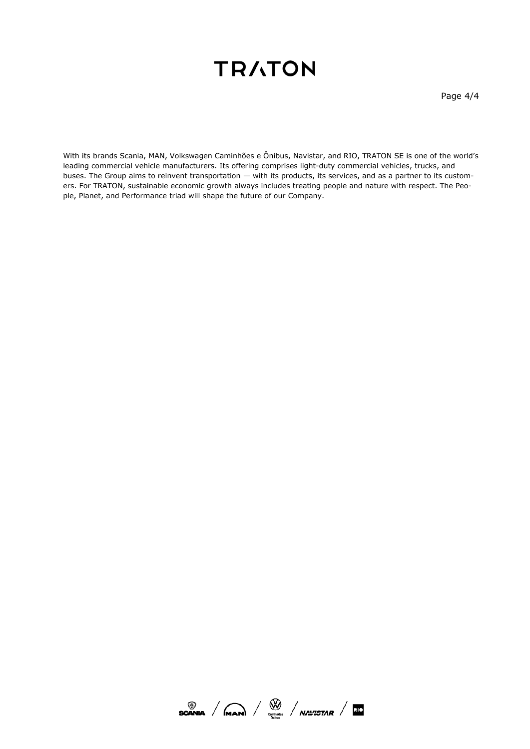With its brands Scania, MAN, Volkswagen Caminhões e Ônibus, Navistar, and RIO, TRATON SE is one of the world's leading commercial vehicle manufacturers. Its offering comprises light-duty commercial vehicles, trucks, and buses. The Group aims to reinvent transportation — with its products, its services, and as a partner to its customers. For TRATON, sustainable economic growth always includes treating people and nature with respect. The People, Planet, and Performance triad will shape the future of our Company.